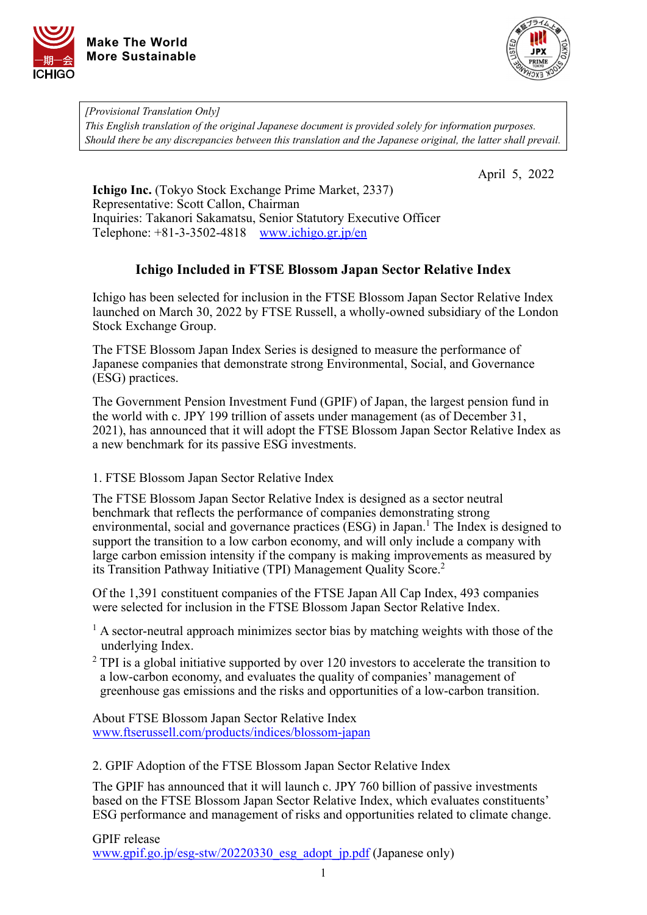Make The World More Sustainable

*[Provisional Translation Only]*
*This English translation of the original Japanese document is provided solely for information purposes. Should there be any discrepancies between this translation and the Japanese original, the latter shall prevail.*

April 5, 2022

**Ichigo Inc.** (Tokyo Stock Exchange Prime Market, 2337)
Representative: Scott Callon, Chairman
Inquiries: Takanori Sakamatsu, Senior Statutory Executive Officer
Telephone: +81-3-3502-4818 www.ichigo.gr.jp/en

# Ichigo Included in FTSE Blossom Japan Sector Relative Index

Ichigo has been selected for inclusion in the FTSE Blossom Japan Sector Relative Index launched on March 30, 2022 by FTSE Russell, a wholly-owned subsidiary of the London Stock Exchange Group.

The FTSE Blossom Japan Index Series is designed to measure the performance of Japanese companies that demonstrate strong Environmental, Social, and Governance (ESG) practices.

The Government Pension Investment Fund (GPIF) of Japan, the largest pension fund in the world with c. JPY 199 trillion of assets under management (as of December 31, 2021), has announced that it will adopt the FTSE Blossom Japan Sector Relative Index as a new benchmark for its passive ESG investments.

## 1. FTSE Blossom Japan Sector Relative Index

The FTSE Blossom Japan Sector Relative Index is designed as a sector neutral benchmark that reflects the performance of companies demonstrating strong environmental, social and governance practices (ESG) in Japan.[1] The Index is designed to support the transition to a low carbon economy, and will only include a company with large carbon emission intensity if the company is making improvements as measured by its Transition Pathway Initiative (TPI) Management Quality Score.[2]

Of the 1,391 constituent companies of the FTSE Japan All Cap Index, 493 companies were selected for inclusion in the FTSE Blossom Japan Sector Relative Index.

[1] A sector-neutral approach minimizes sector bias by matching weights with those of the underlying Index.

[2] TPI is a global initiative supported by over 120 investors to accelerate the transition to a low-carbon economy, and evaluates the quality of companies' management of greenhouse gas emissions and the risks and opportunities of a low-carbon transition.

About FTSE Blossom Japan Sector Relative Index
www.ftserussell.com/products/indices/blossom-japan

## 2. GPIF Adoption of the FTSE Blossom Japan Sector Relative Index

The GPIF has announced that it will launch c. JPY 760 billion of passive investments based on the FTSE Blossom Japan Sector Relative Index, which evaluates constituents' ESG performance and management of risks and opportunities related to climate change.

GPIF release
www.gpif.go.jp/esg-stw/20220330_esg_adopt_jp.pdf (Japanese only)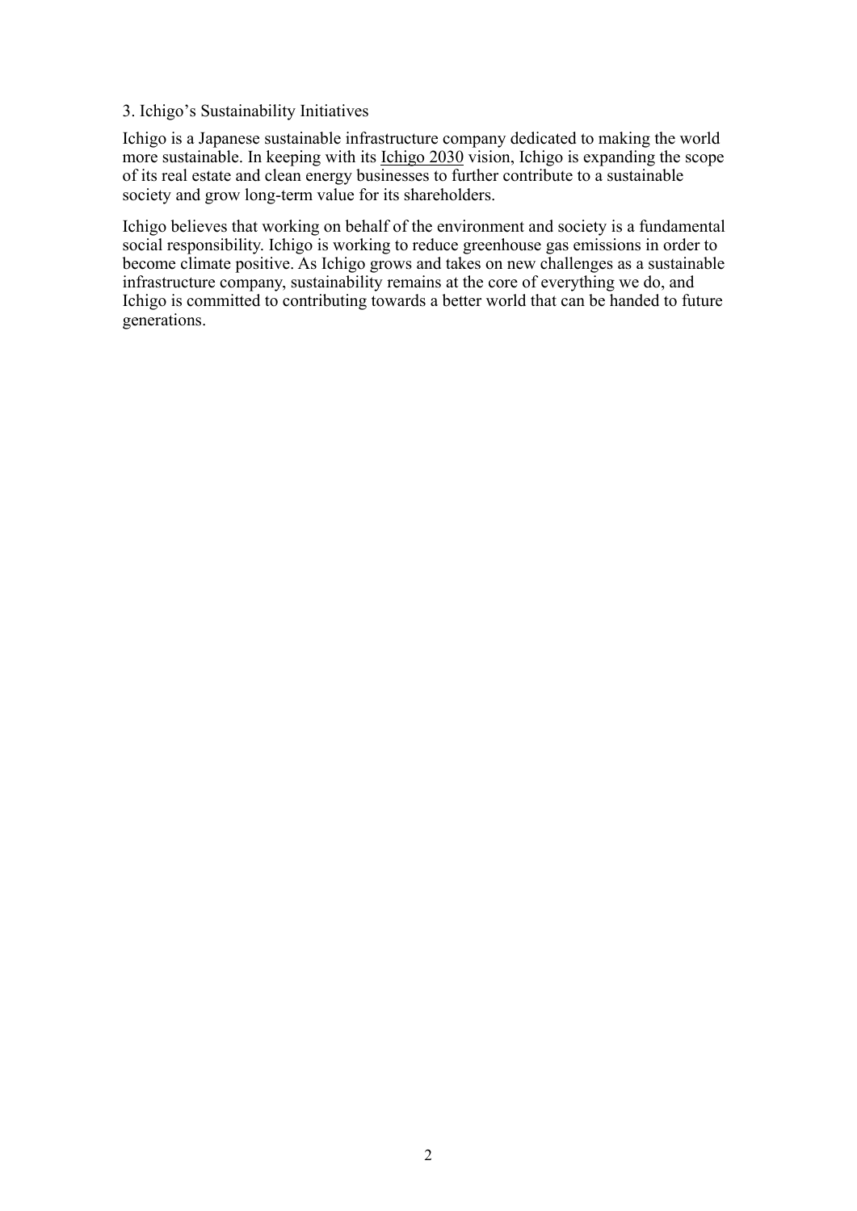## 3. Ichigo's Sustainability Initiatives

Ichigo is a Japanese sustainable infrastructure company dedicated to making the world more sustainable. In keeping with its Ichigo 2030 vision, Ichigo is expanding the scope of its real estate and clean energy businesses to further contribute to a sustainable society and grow long-term value for its shareholders.

Ichigo believes that working on behalf of the environment and society is a fundamental social responsibility. Ichigo is working to reduce greenhouse gas emissions in order to become climate positive. As Ichigo grows and takes on new challenges as a sustainable infrastructure company, sustainability remains at the core of everything we do, and Ichigo is committed to contributing towards a better world that can be handed to future generations.